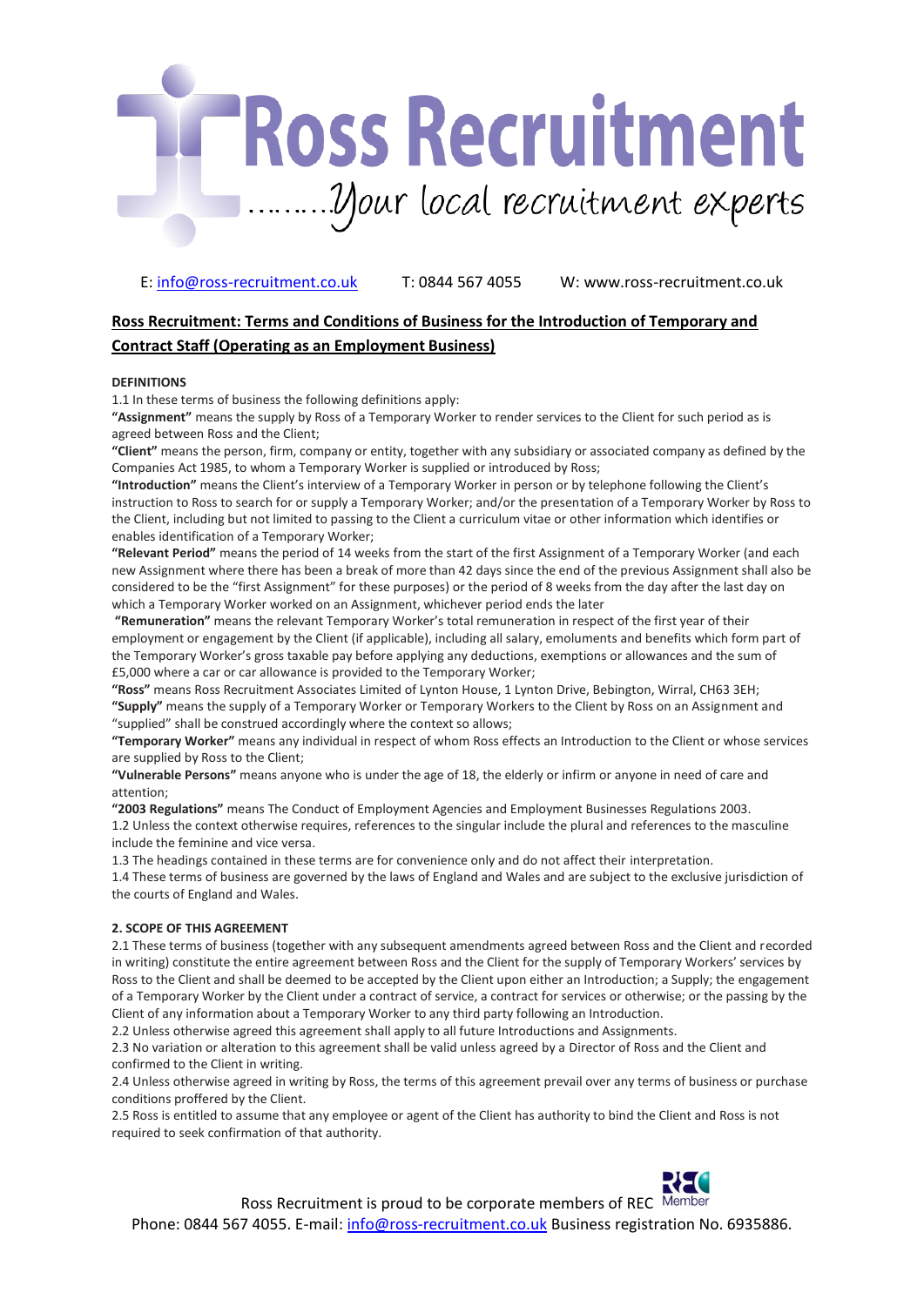# Ross Recruitment

……..Your local recruitment experts

E: info@ross-recruitment.co.uk T: 0844 567 4055 W: www.ross-recruitment.co.uk

## Ross Recruitment: Terms and Conditions of Business for the Introduction of Temporary and Contract Staff (Operating as an Employment Business)

**DEFINITIONS**

1.1 In these terms of business the following definitions apply:

**"Assignment"** means the supply by Ross of a Temporary Worker to render services to the Client for such period as is agreed between Ross and the Client;

**"Client"** means the person, firm, company or entity, together with any subsidiary or associated company as defined by the Companies Act 1985, to whom a Temporary Worker is supplied or introduced by Ross;

**"Introduction"** means the Client's interview of a Temporary Worker in person or by telephone following the Client's instruction to Ross to search for or supply a Temporary Worker; and/or the presentation of a Temporary Worker by Ross to the Client, including but not limited to passing to the Client a curriculum vitae or other information which identifies or enables identification of a Temporary Worker;

**"Relevant Period"** means the period of 14 weeks from the start of the first Assignment of a Temporary Worker (and each new Assignment where there has been a break of more than 42 days since the end of the previous Assignment shall also be considered to be the "first Assignment" for these purposes) or the period of 8 weeks from the day after the last day on which a Temporary Worker worked on an Assignment, whichever period ends the later

**"Remuneration"** means the relevant Temporary Worker's total remuneration in respect of the first year of their employment or engagement by the Client (if applicable), including all salary, emoluments and benefits which form part of the Temporary Worker's gross taxable pay before applying any deductions, exemptions or allowances and the sum of £5,000 where a car or car allowance is provided to the Temporary Worker;

**"Ross"** means Ross Recruitment Associates Limited of Lynton House, 1 Lynton Drive, Bebington, Wirral, CH63 3EH;

**"Supply"** means the supply of a Temporary Worker or Temporary Workers to the Client by Ross on an Assignment and "supplied" shall be construed accordingly where the context so allows;

**"Temporary Worker"** means any individual in respect of whom Ross effects an Introduction to the Client or whose services are supplied by Ross to the Client;

**"Vulnerable Persons"** means anyone who is under the age of 18, the elderly or infirm or anyone in need of care and attention;

**"2003 Regulations"** means The Conduct of Employment Agencies and Employment Businesses Regulations 2003.

1.2 Unless the context otherwise requires, references to the singular include the plural and references to the masculine include the feminine and vice versa.

1.3 The headings contained in these terms are for convenience only and do not affect their interpretation.

1.4 These terms of business are governed by the laws of England and Wales and are subject to the exclusive jurisdiction of the courts of England and Wales.

**2. SCOPE OF THIS AGREEMENT**

2.1 These terms of business (together with any subsequent amendments agreed between Ross and the Client and recorded in writing) constitute the entire agreement between Ross and the Client for the supply of Temporary Workers' services by Ross to the Client and shall be deemed to be accepted by the Client upon either an Introduction; a Supply; the engagement of a Temporary Worker by the Client under a contract of service, a contract for services or otherwise; or the passing by the Client of any information about a Temporary Worker to any third party following an Introduction.

2.2 Unless otherwise agreed this agreement shall apply to all future Introductions and Assignments.

2.3 No variation or alteration to this agreement shall be valid unless agreed by a Director of Ross and the Client and confirmed to the Client in writing.

2.4 Unless otherwise agreed in writing by Ross, the terms of this agreement prevail over any terms of business or purchase conditions proffered by the Client.

2.5 Ross is entitled to assume that any employee or agent of the Client has authority to bind the Client and Ross is not required to seek confirmation of that authority.

Ross Recruitment is proud to be corporate members of REC Member

Phone: 0844 567 4055. E-mail: info@ross-recruitment.co.uk Business registration No. 6935886.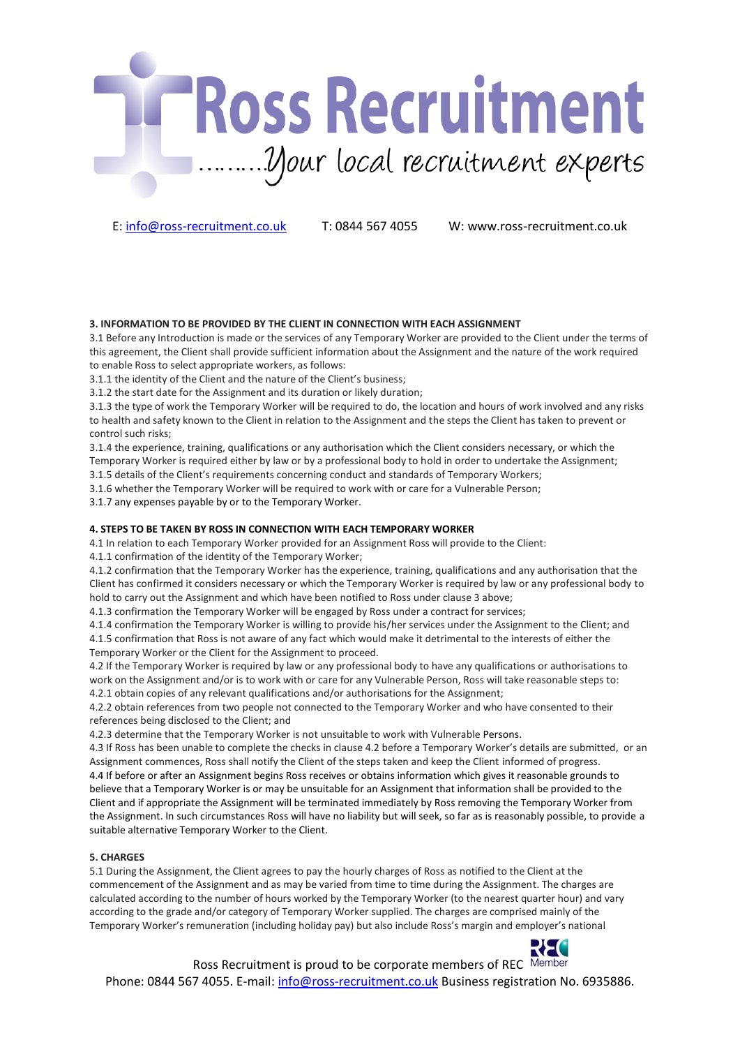### 3. INFORMATION TO BE PROVIDED BY THE CLIENT IN CONNECTION WITH EACH ASSIGNMENT

3.1 Before any Introduction is made or the services of any Temporary Worker are provided to the Client under the terms of this agreement, the Client shall provide sufficient information about the Assignment and the nature of the work required to enable Ross to select appropriate workers, as follows:

3.1.1 the identity of the Client and the nature of the Client's business;

3.1.2 the start date for the Assignment and its duration or likely duration;

3.1.3 the type of work the Temporary Worker will be required to do, the location and hours of work involved and any risks to health and safety known to the Client in relation to the Assignment and the steps the Client has taken to prevent or control such risks;

3.1.4 the experience, training, qualifications or any authorisation which the Client considers necessary, or which the Temporary Worker is required either by law or by a professional body to hold in order to undertake the Assignment;

3.1.5 details of the Client's requirements concerning conduct and standards of Temporary Workers;

3.1.6 whether the Temporary Worker will be required to work with or care for a Vulnerable Person;

3.1.7 any expenses payable by or to the Temporary Worker.

### 4. STEPS TO BE TAKEN BY ROSS IN CONNECTION WITH EACH TEMPORARY WORKER

4.1 In relation to each Temporary Worker provided for an Assignment Ross will provide to the Client:

4.1.1 confirmation of the identity of the Temporary Worker;

4.1.2 confirmation that the Temporary Worker has the experience, training, qualifications and any authorisation that the Client has confirmed it considers necessary or which the Temporary Worker is required by law or any professional body to hold to carry out the Assignment and which have been notified to Ross under clause 3 above;

4.1.3 confirmation the Temporary Worker will be engaged by Ross under a contract for services;

4.1.4 confirmation the Temporary Worker is willing to provide his/her services under the Assignment to the Client; and

4.1.5 confirmation that Ross is not aware of any fact which would make it detrimental to the interests of either the Temporary Worker or the Client for the Assignment to proceed.

4.2 If the Temporary Worker is required by law or any professional body to have any qualifications or authorisations to work on the Assignment and/or is to work with or care for any Vulnerable Person, Ross will take reasonable steps to:

4.2.1 obtain copies of any relevant qualifications and/or authorisations for the Assignment;

4.2.2 obtain references from two people not connected to the Temporary Worker and who have consented to their references being disclosed to the Client; and

4.2.3 determine that the Temporary Worker is not unsuitable to work with Vulnerable Persons.

4.3 If Ross has been unable to complete the checks in clause 4.2 before a Temporary Worker's details are submitted, or an Assignment commences, Ross shall notify the Client of the steps taken and keep the Client informed of progress.

4.4 If before or after an Assignment begins Ross receives or obtains information which gives it reasonable grounds to believe that a Temporary Worker is or may be unsuitable for an Assignment that information shall be provided to the Client and if appropriate the Assignment will be terminated immediately by Ross removing the Temporary Worker from the Assignment. In such circumstances Ross will have no liability but will seek, so far as is reasonably possible, to provide a suitable alternative Temporary Worker to the Client.

### 5. CHARGES

5.1 During the Assignment, the Client agrees to pay the hourly charges of Ross as notified to the Client at the commencement of the Assignment and as may be varied from time to time during the Assignment. The charges are calculated according to the number of hours worked by the Temporary Worker (to the nearest quarter hour) and vary according to the grade and/or category of Temporary Worker supplied. The charges are comprised mainly of the Temporary Worker's remuneration (including holiday pay) but also include Ross's margin and employer's national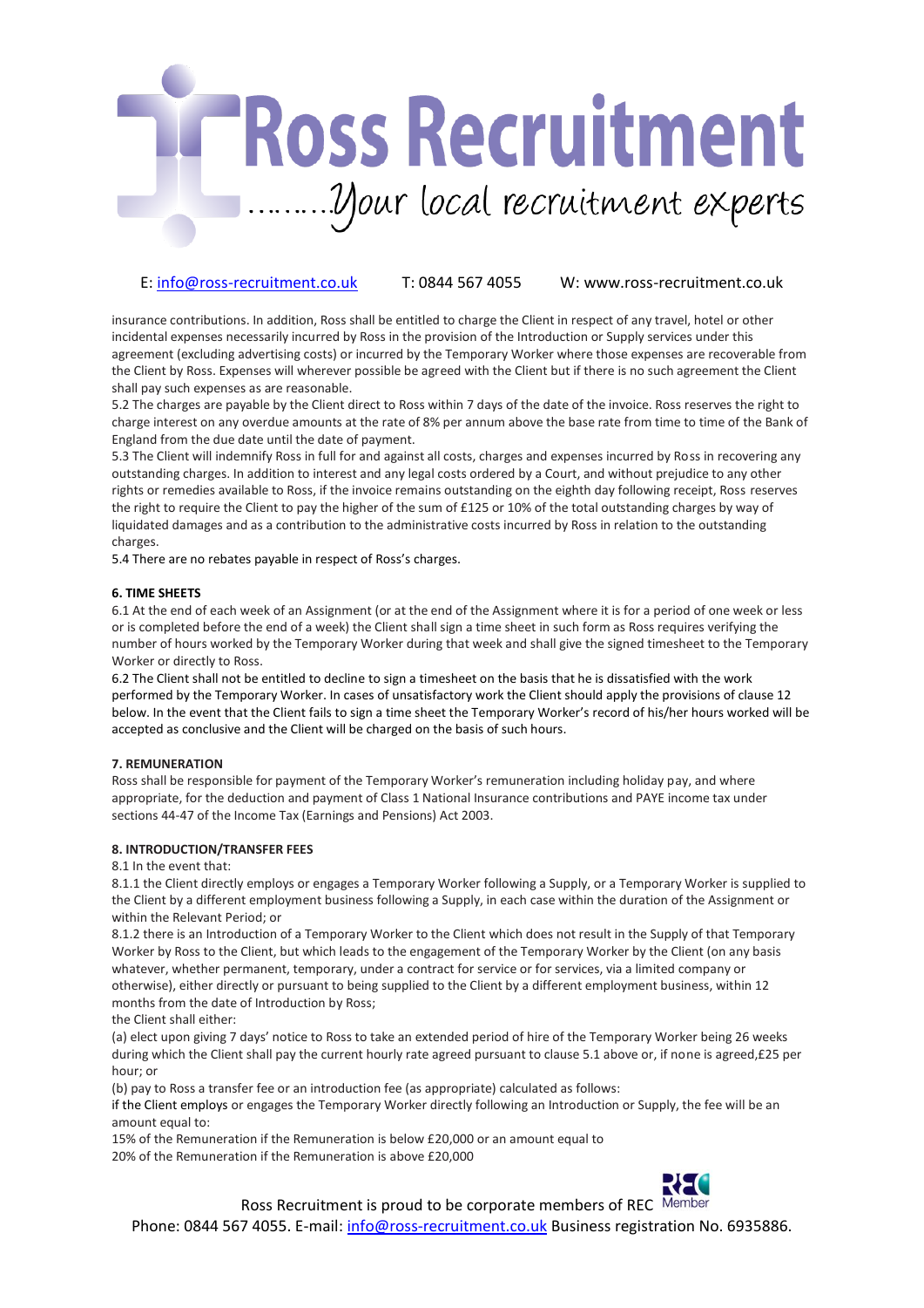insurance contributions. In addition, Ross shall be entitled to charge the Client in respect of any travel, hotel or other incidental expenses necessarily incurred by Ross in the provision of the Introduction or Supply services under this agreement (excluding advertising costs) or incurred by the Temporary Worker where those expenses are recoverable from the Client by Ross. Expenses will wherever possible be agreed with the Client but if there is no such agreement the Client shall pay such expenses as are reasonable.

5.2 The charges are payable by the Client direct to Ross within 7 days of the date of the invoice. Ross reserves the right to charge interest on any overdue amounts at the rate of 8% per annum above the base rate from time to time of the Bank of England from the due date until the date of payment.

5.3 The Client will indemnify Ross in full for and against all costs, charges and expenses incurred by Ross in recovering any outstanding charges. In addition to interest and any legal costs ordered by a Court, and without prejudice to any other rights or remedies available to Ross, if the invoice remains outstanding on the eighth day following receipt, Ross reserves the right to require the Client to pay the higher of the sum of £125 or 10% of the total outstanding charges by way of liquidated damages and as a contribution to the administrative costs incurred by Ross in relation to the outstanding charges.

5.4 There are no rebates payable in respect of Ross's charges.

**6. TIME SHEETS**

6.1 At the end of each week of an Assignment (or at the end of the Assignment where it is for a period of one week or less or is completed before the end of a week) the Client shall sign a time sheet in such form as Ross requires verifying the number of hours worked by the Temporary Worker during that week and shall give the signed timesheet to the Temporary Worker or directly to Ross.

6.2 The Client shall not be entitled to decline to sign a timesheet on the basis that he is dissatisfied with the work performed by the Temporary Worker. In cases of unsatisfactory work the Client should apply the provisions of clause 12 below. In the event that the Client fails to sign a time sheet the Temporary Worker's record of his/her hours worked will be accepted as conclusive and the Client will be charged on the basis of such hours.

**7. REMUNERATION**

Ross shall be responsible for payment of the Temporary Worker's remuneration including holiday pay, and where appropriate, for the deduction and payment of Class 1 National Insurance contributions and PAYE income tax under sections 44-47 of the Income Tax (Earnings and Pensions) Act 2003.

**8. INTRODUCTION/TRANSFER FEES**

8.1 In the event that:

8.1.1 the Client directly employs or engages a Temporary Worker following a Supply, or a Temporary Worker is supplied to the Client by a different employment business following a Supply, in each case within the duration of the Assignment or within the Relevant Period; or

8.1.2 there is an Introduction of a Temporary Worker to the Client which does not result in the Supply of that Temporary Worker by Ross to the Client, but which leads to the engagement of the Temporary Worker by the Client (on any basis whatever, whether permanent, temporary, under a contract for service or for services, via a limited company or otherwise), either directly or pursuant to being supplied to the Client by a different employment business, within 12 months from the date of Introduction by Ross;

the Client shall either:

(a) elect upon giving 7 days' notice to Ross to take an extended period of hire of the Temporary Worker being 26 weeks during which the Client shall pay the current hourly rate agreed pursuant to clause 5.1 above or, if none is agreed,£25 per hour; or

(b) pay to Ross a transfer fee or an introduction fee (as appropriate) calculated as follows:

if the Client employs or engages the Temporary Worker directly following an Introduction or Supply, the fee will be an amount equal to:

15% of the Remuneration if the Remuneration is below £20,000 or an amount equal to

20% of the Remuneration if the Remuneration is above £20,000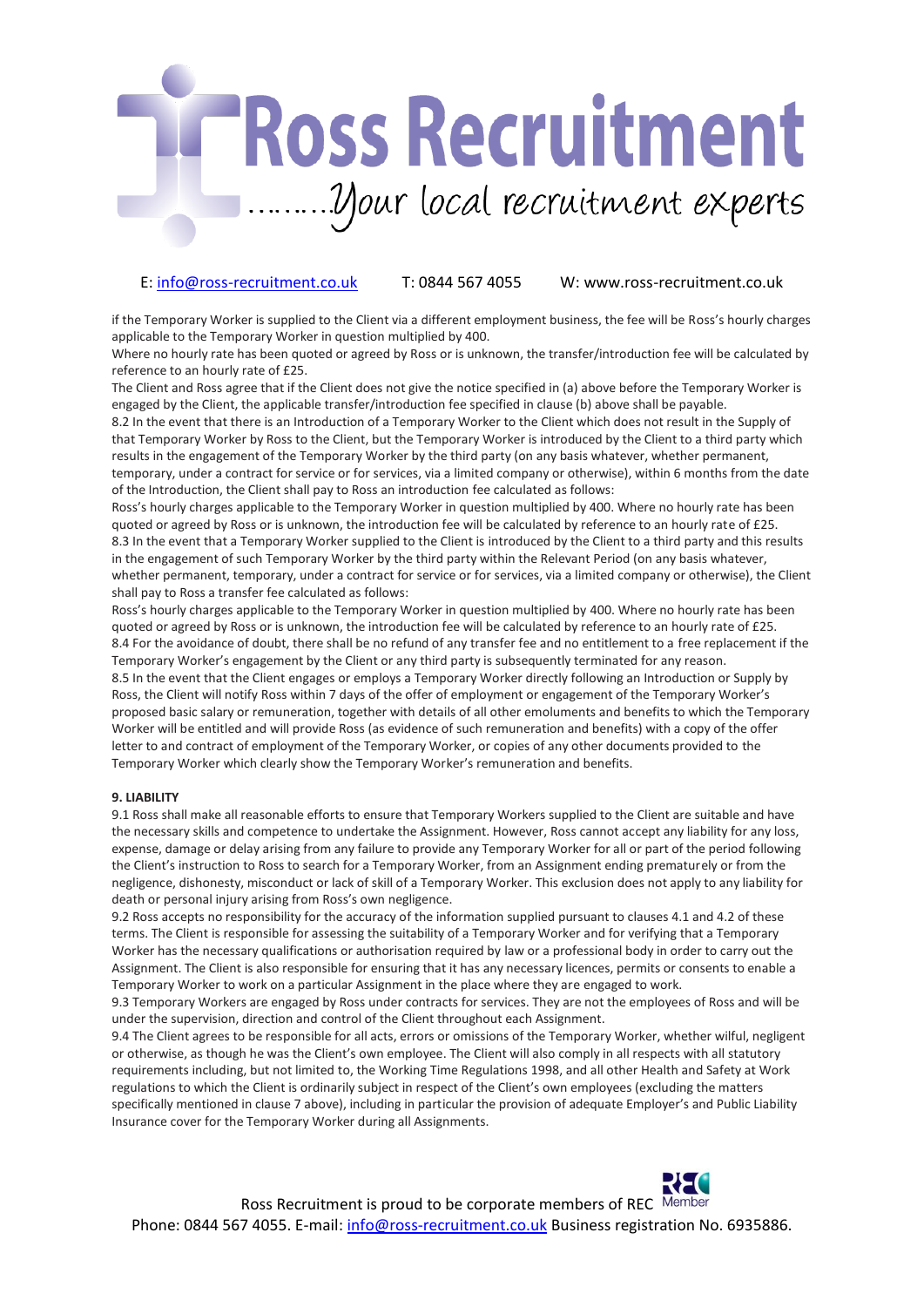if the Temporary Worker is supplied to the Client via a different employment business, the fee will be Ross's hourly charges applicable to the Temporary Worker in question multiplied by 400.

Where no hourly rate has been quoted or agreed by Ross or is unknown, the transfer/introduction fee will be calculated by reference to an hourly rate of £25.

The Client and Ross agree that if the Client does not give the notice specified in (a) above before the Temporary Worker is engaged by the Client, the applicable transfer/introduction fee specified in clause (b) above shall be payable.

8.2 In the event that there is an Introduction of a Temporary Worker to the Client which does not result in the Supply of that Temporary Worker by Ross to the Client, but the Temporary Worker is introduced by the Client to a third party which results in the engagement of the Temporary Worker by the third party (on any basis whatever, whether permanent, temporary, under a contract for service or for services, via a limited company or otherwise), within 6 months from the date of the Introduction, the Client shall pay to Ross an introduction fee calculated as follows:

Ross's hourly charges applicable to the Temporary Worker in question multiplied by 400. Where no hourly rate has been quoted or agreed by Ross or is unknown, the introduction fee will be calculated by reference to an hourly rate of £25.

8.3 In the event that a Temporary Worker supplied to the Client is introduced by the Client to a third party and this results in the engagement of such Temporary Worker by the third party within the Relevant Period (on any basis whatever, whether permanent, temporary, under a contract for service or for services, via a limited company or otherwise), the Client shall pay to Ross a transfer fee calculated as follows:

Ross's hourly charges applicable to the Temporary Worker in question multiplied by 400. Where no hourly rate has been quoted or agreed by Ross or is unknown, the introduction fee will be calculated by reference to an hourly rate of £25.

8.4 For the avoidance of doubt, there shall be no refund of any transfer fee and no entitlement to a free replacement if the Temporary Worker's engagement by the Client or any third party is subsequently terminated for any reason.

8.5 In the event that the Client engages or employs a Temporary Worker directly following an Introduction or Supply by Ross, the Client will notify Ross within 7 days of the offer of employment or engagement of the Temporary Worker's proposed basic salary or remuneration, together with details of all other emoluments and benefits to which the Temporary Worker will be entitled and will provide Ross (as evidence of such remuneration and benefits) with a copy of the offer letter to and contract of employment of the Temporary Worker, or copies of any other documents provided to the Temporary Worker which clearly show the Temporary Worker's remuneration and benefits.

**9. LIABILITY**

9.1 Ross shall make all reasonable efforts to ensure that Temporary Workers supplied to the Client are suitable and have the necessary skills and competence to undertake the Assignment. However, Ross cannot accept any liability for any loss, expense, damage or delay arising from any failure to provide any Temporary Worker for all or part of the period following the Client's instruction to Ross to search for a Temporary Worker, from an Assignment ending prematurely or from the negligence, dishonesty, misconduct or lack of skill of a Temporary Worker. This exclusion does not apply to any liability for death or personal injury arising from Ross's own negligence.

9.2 Ross accepts no responsibility for the accuracy of the information supplied pursuant to clauses 4.1 and 4.2 of these terms. The Client is responsible for assessing the suitability of a Temporary Worker and for verifying that a Temporary Worker has the necessary qualifications or authorisation required by law or a professional body in order to carry out the Assignment. The Client is also responsible for ensuring that it has any necessary licences, permits or consents to enable a Temporary Worker to work on a particular Assignment in the place where they are engaged to work.

9.3 Temporary Workers are engaged by Ross under contracts for services. They are not the employees of Ross and will be under the supervision, direction and control of the Client throughout each Assignment.

9.4 The Client agrees to be responsible for all acts, errors or omissions of the Temporary Worker, whether wilful, negligent or otherwise, as though he was the Client's own employee. The Client will also comply in all respects with all statutory requirements including, but not limited to, the Working Time Regulations 1998, and all other Health and Safety at Work regulations to which the Client is ordinarily subject in respect of the Client's own employees (excluding the matters specifically mentioned in clause 7 above), including in particular the provision of adequate Employer's and Public Liability Insurance cover for the Temporary Worker during all Assignments.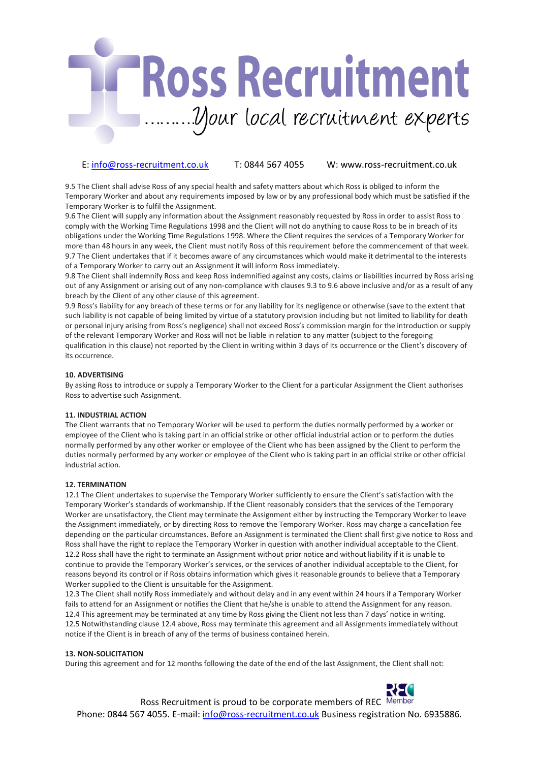9.5 The Client shall advise Ross of any special health and safety matters about which Ross is obliged to inform the Temporary Worker and about any requirements imposed by law or by any professional body which must be satisfied if the Temporary Worker is to fulfil the Assignment.

9.6 The Client will supply any information about the Assignment reasonably requested by Ross in order to assist Ross to comply with the Working Time Regulations 1998 and the Client will not do anything to cause Ross to be in breach of its obligations under the Working Time Regulations 1998. Where the Client requires the services of a Temporary Worker for more than 48 hours in any week, the Client must notify Ross of this requirement before the commencement of that week.

9.7 The Client undertakes that if it becomes aware of any circumstances which would make it detrimental to the interests of a Temporary Worker to carry out an Assignment it will inform Ross immediately.

9.8 The Client shall indemnify Ross and keep Ross indemnified against any costs, claims or liabilities incurred by Ross arising out of any Assignment or arising out of any non-compliance with clauses 9.3 to 9.6 above inclusive and/or as a result of any breach by the Client of any other clause of this agreement.

9.9 Ross's liability for any breach of these terms or for any liability for its negligence or otherwise (save to the extent that such liability is not capable of being limited by virtue of a statutory provision including but not limited to liability for death or personal injury arising from Ross's negligence) shall not exceed Ross's commission margin for the introduction or supply of the relevant Temporary Worker and Ross will not be liable in relation to any matter (subject to the foregoing qualification in this clause) not reported by the Client in writing within 3 days of its occurrence or the Client's discovery of its occurrence.

**10. ADVERTISING**

By asking Ross to introduce or supply a Temporary Worker to the Client for a particular Assignment the Client authorises Ross to advertise such Assignment.

**11. INDUSTRIAL ACTION**

The Client warrants that no Temporary Worker will be used to perform the duties normally performed by a worker or employee of the Client who is taking part in an official strike or other official industrial action or to perform the duties normally performed by any other worker or employee of the Client who has been assigned by the Client to perform the duties normally performed by any worker or employee of the Client who is taking part in an official strike or other official industrial action.

**12. TERMINATION**

12.1 The Client undertakes to supervise the Temporary Worker sufficiently to ensure the Client's satisfaction with the Temporary Worker's standards of workmanship. If the Client reasonably considers that the services of the Temporary Worker are unsatisfactory, the Client may terminate the Assignment either by instructing the Temporary Worker to leave the Assignment immediately, or by directing Ross to remove the Temporary Worker. Ross may charge a cancellation fee depending on the particular circumstances. Before an Assignment is terminated the Client shall first give notice to Ross and Ross shall have the right to replace the Temporary Worker in question with another individual acceptable to the Client.

12.2 Ross shall have the right to terminate an Assignment without prior notice and without liability if it is unable to continue to provide the Temporary Worker's services, or the services of another individual acceptable to the Client, for reasons beyond its control or if Ross obtains information which gives it reasonable grounds to believe that a Temporary Worker supplied to the Client is unsuitable for the Assignment.

12.3 The Client shall notify Ross immediately and without delay and in any event within 24 hours if a Temporary Worker fails to attend for an Assignment or notifies the Client that he/she is unable to attend the Assignment for any reason.

12.4 This agreement may be terminated at any time by Ross giving the Client not less than 7 days' notice in writing.

12.5 Notwithstanding clause 12.4 above, Ross may terminate this agreement and all Assignments immediately without notice if the Client is in breach of any of the terms of business contained herein.

**13. NON-SOLICITATION**

During this agreement and for 12 months following the date of the end of the last Assignment, the Client shall not: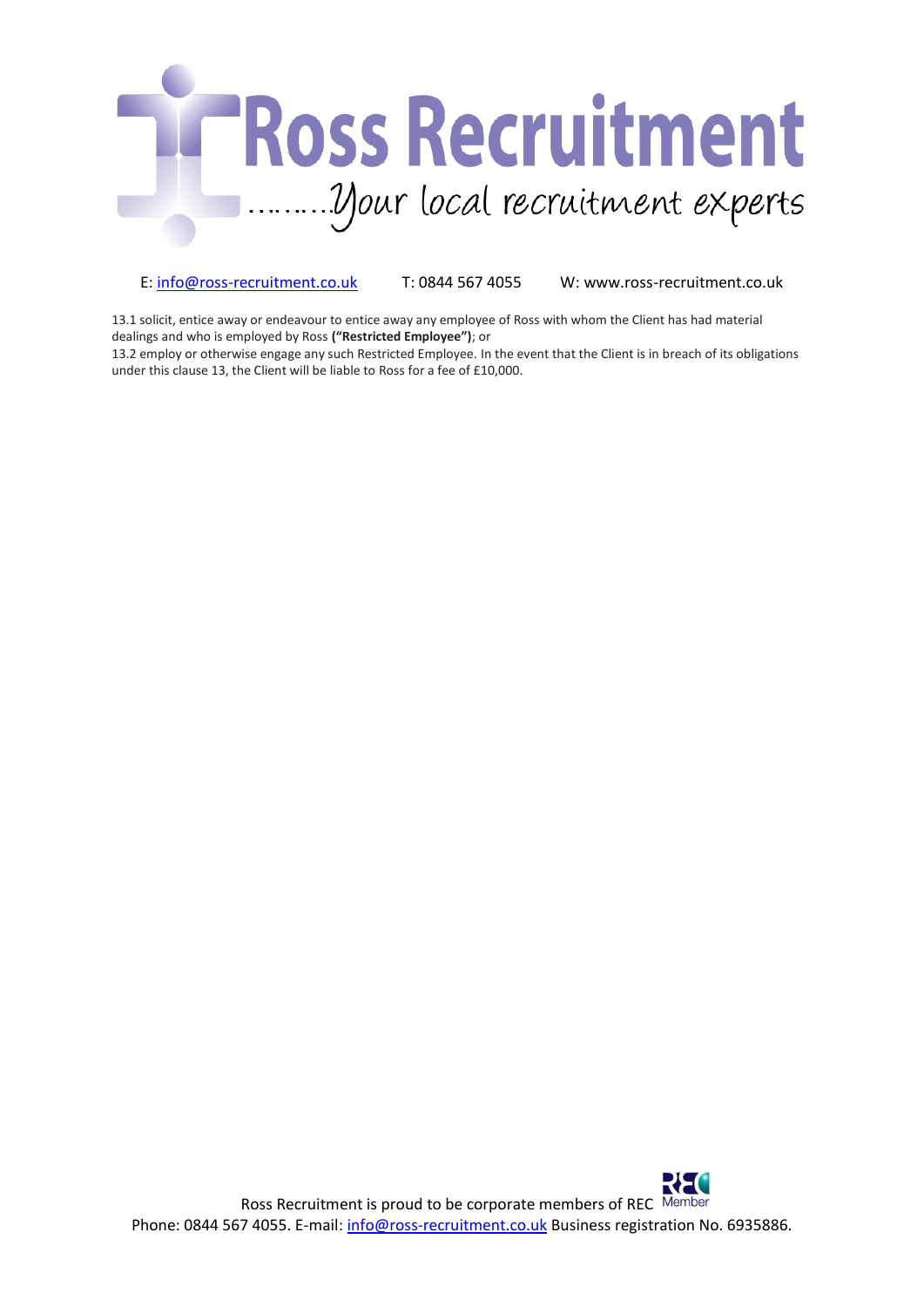13.1 solicit, entice away or endeavour to entice away any employee of Ross with whom the Client has had material dealings and who is employed by Ross **("Restricted Employee")**; or

13.2 employ or otherwise engage any such Restricted Employee. In the event that the Client is in breach of its obligations under this clause 13, the Client will be liable to Ross for a fee of £10,000.